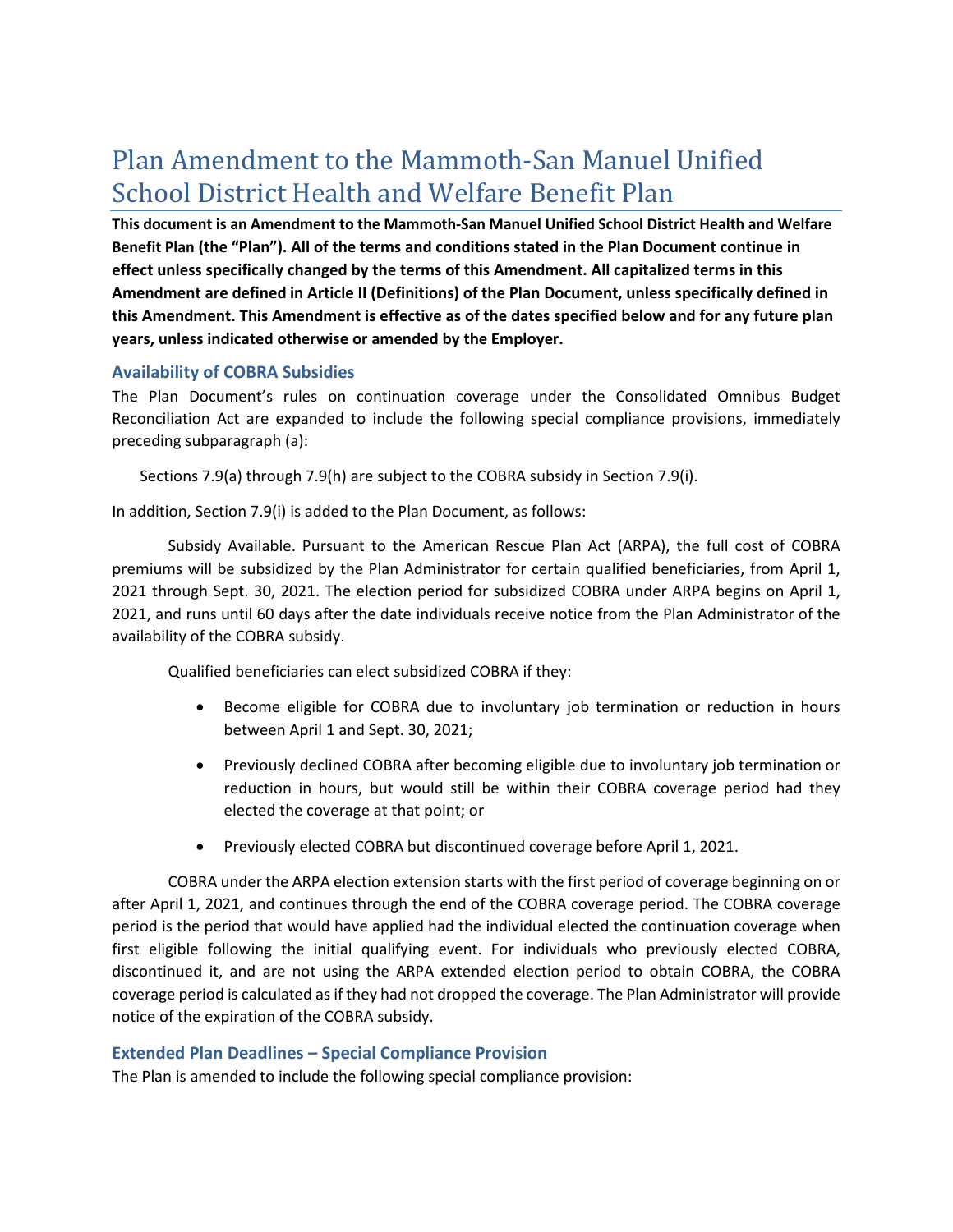# Plan Amendment to the Mammoth-San Manuel Unified School District Health and Welfare Benefit Plan

**This document is an Amendment to the Mammoth-San Manuel Unified School District Health and Welfare Benefit Plan (the "Plan"). All of the terms and conditions stated in the Plan Document continue in effect unless specifically changed by the terms of this Amendment. All capitalized terms in this Amendment are defined in Article II (Definitions) of the Plan Document, unless specifically defined in this Amendment. This Amendment is effective as of the dates specified below and for any future plan years, unless indicated otherwise or amended by the Employer.**

## Availability of COBRA Subsidies

The Plan Document's rules on continuation coverage under the Consolidated Omnibus Budget Reconciliation Act are expanded to include the following special compliance provisions, immediately preceding subparagraph (a):

> Sections 7.9(a) through 7.9(h) are subject to the COBRA subsidy in Section 7.9(i).

In addition, Section 7.9(i) is added to the Plan Document, as follows:

Subsidy Available. Pursuant to the American Rescue Plan Act (ARPA), the full cost of COBRA premiums will be subsidized by the Plan Administrator for certain qualified beneficiaries, from April 1, 2021 through Sept. 30, 2021. The election period for subsidized COBRA under ARPA begins on April 1, 2021, and runs until 60 days after the date individuals receive notice from the Plan Administrator of the availability of the COBRA subsidy.

Qualified beneficiaries can elect subsidized COBRA if they:

- Become eligible for COBRA due to involuntary job termination or reduction in hours between April 1 and Sept. 30, 2021;
- Previously declined COBRA after becoming eligible due to involuntary job termination or reduction in hours, but would still be within their COBRA coverage period had they elected the coverage at that point; or
- Previously elected COBRA but discontinued coverage before April 1, 2021.

COBRA under the ARPA election extension starts with the first period of coverage beginning on or after April 1, 2021, and continues through the end of the COBRA coverage period. The COBRA coverage period is the period that would have applied had the individual elected the continuation coverage when first eligible following the initial qualifying event. For individuals who previously elected COBRA, discontinued it, and are not using the ARPA extended election period to obtain COBRA, the COBRA coverage period is calculated as if they had not dropped the coverage. The Plan Administrator will provide notice of the expiration of the COBRA subsidy.

## Extended Plan Deadlines – Special Compliance Provision

The Plan is amended to include the following special compliance provision: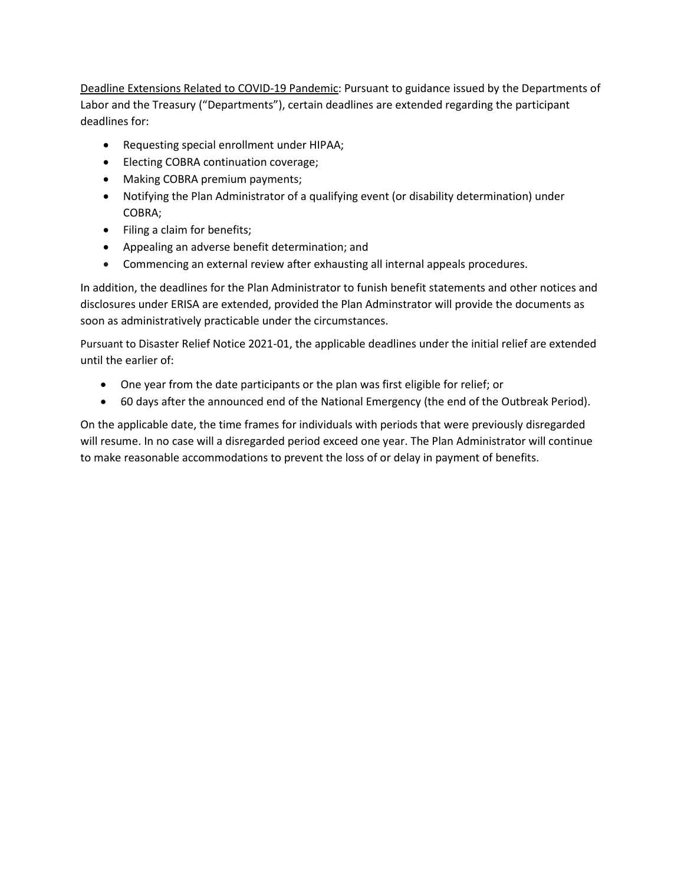<u>Deadline Extensions Related to COVID-19 Pandemic</u>: Pursuant to guidance issued by the Departments of Labor and the Treasury ("Departments"), certain deadlines are extended regarding the participant deadlines for:

- Requesting special enrollment under HIPAA;
- Electing COBRA continuation coverage;
- Making COBRA premium payments;
- Notifying the Plan Administrator of a qualifying event (or disability determination) under COBRA;
- Filing a claim for benefits;
- Appealing an adverse benefit determination; and
- Commencing an external review after exhausting all internal appeals procedures.

In addition, the deadlines for the Plan Administrator to funish benefit statements and other notices and disclosures under ERISA are extended, provided the Plan Adminstrator will provide the documents as soon as administratively practicable under the circumstances.

Pursuant to Disaster Relief Notice 2021-01, the applicable deadlines under the initial relief are extended until the earlier of:

- One year from the date participants or the plan was first eligible for relief; or
- 60 days after the announced end of the National Emergency (the end of the Outbreak Period).

On the applicable date, the time frames for individuals with periods that were previously disregarded will resume. In no case will a disregarded period exceed one year. The Plan Administrator will continue to make reasonable accommodations to prevent the loss of or delay in payment of benefits.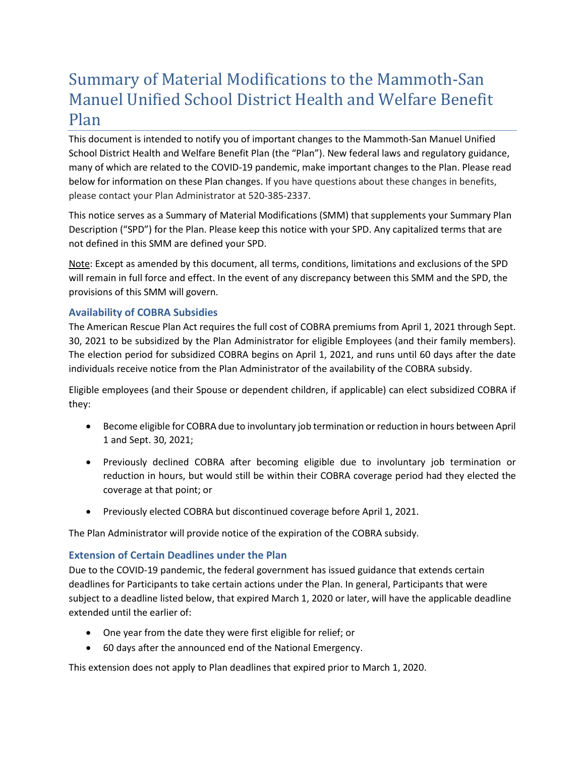# Summary of Material Modifications to the Mammoth-San Manuel Unified School District Health and Welfare Benefit Plan

This document is intended to notify you of important changes to the Mammoth-San Manuel Unified School District Health and Welfare Benefit Plan (the "Plan"). New federal laws and regulatory guidance, many of which are related to the COVID-19 pandemic, make important changes to the Plan. Please read below for information on these Plan changes. If you have questions about these changes in benefits, please contact your Plan Administrator at 520-385-2337.

This notice serves as a Summary of Material Modifications (SMM) that supplements your Summary Plan Description ("SPD") for the Plan. Please keep this notice with your SPD. Any capitalized terms that are not defined in this SMM are defined your SPD.

Note: Except as amended by this document, all terms, conditions, limitations and exclusions of the SPD will remain in full force and effect. In the event of any discrepancy between this SMM and the SPD, the provisions of this SMM will govern.

### Availability of COBRA Subsidies

The American Rescue Plan Act requires the full cost of COBRA premiums from April 1, 2021 through Sept. 30, 2021 to be subsidized by the Plan Administrator for eligible Employees (and their family members). The election period for subsidized COBRA begins on April 1, 2021, and runs until 60 days after the date individuals receive notice from the Plan Administrator of the availability of the COBRA subsidy.

Eligible employees (and their Spouse or dependent children, if applicable) can elect subsidized COBRA if they:

- Become eligible for COBRA due to involuntary job termination or reduction in hours between April 1 and Sept. 30, 2021;
- Previously declined COBRA after becoming eligible due to involuntary job termination or reduction in hours, but would still be within their COBRA coverage period had they elected the coverage at that point; or
- Previously elected COBRA but discontinued coverage before April 1, 2021.

The Plan Administrator will provide notice of the expiration of the COBRA subsidy.

### Extension of Certain Deadlines under the Plan

Due to the COVID-19 pandemic, the federal government has issued guidance that extends certain deadlines for Participants to take certain actions under the Plan. In general, Participants that were subject to a deadline listed below, that expired March 1, 2020 or later, will have the applicable deadline extended until the earlier of:

- One year from the date they were first eligible for relief; or
- 60 days after the announced end of the National Emergency.

This extension does not apply to Plan deadlines that expired prior to March 1, 2020.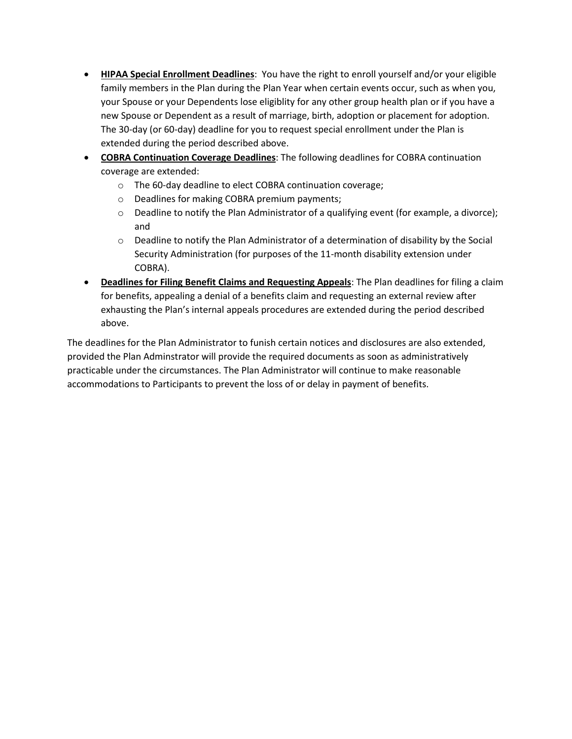- **HIPAA Special Enrollment Deadlines**: You have the right to enroll yourself and/or your eligible family members in the Plan during the Plan Year when certain events occur, such as when you, your Spouse or your Dependents lose eligiblity for any other group health plan or if you have a new Spouse or Dependent as a result of marriage, birth, adoption or placement for adoption. The 30-day (or 60-day) deadline for you to request special enrollment under the Plan is extended during the period described above.
- **COBRA Continuation Coverage Deadlines**: The following deadlines for COBRA continuation coverage are extended:
  - The 60-day deadline to elect COBRA continuation coverage;
  - Deadlines for making COBRA premium payments;
  - Deadline to notify the Plan Administrator of a qualifying event (for example, a divorce); and
  - Deadline to notify the Plan Administrator of a determination of disability by the Social Security Administration (for purposes of the 11-month disability extension under COBRA).
- **Deadlines for Filing Benefit Claims and Requesting Appeals**: The Plan deadlines for filing a claim for benefits, appealing a denial of a benefits claim and requesting an external review after exhausting the Plan's internal appeals procedures are extended during the period described above.

The deadlines for the Plan Administrator to funish certain notices and disclosures are also extended, provided the Plan Adminstrator will provide the required documents as soon as administratively practicable under the circumstances. The Plan Administrator will continue to make reasonable accommodations to Participants to prevent the loss of or delay in payment of benefits.